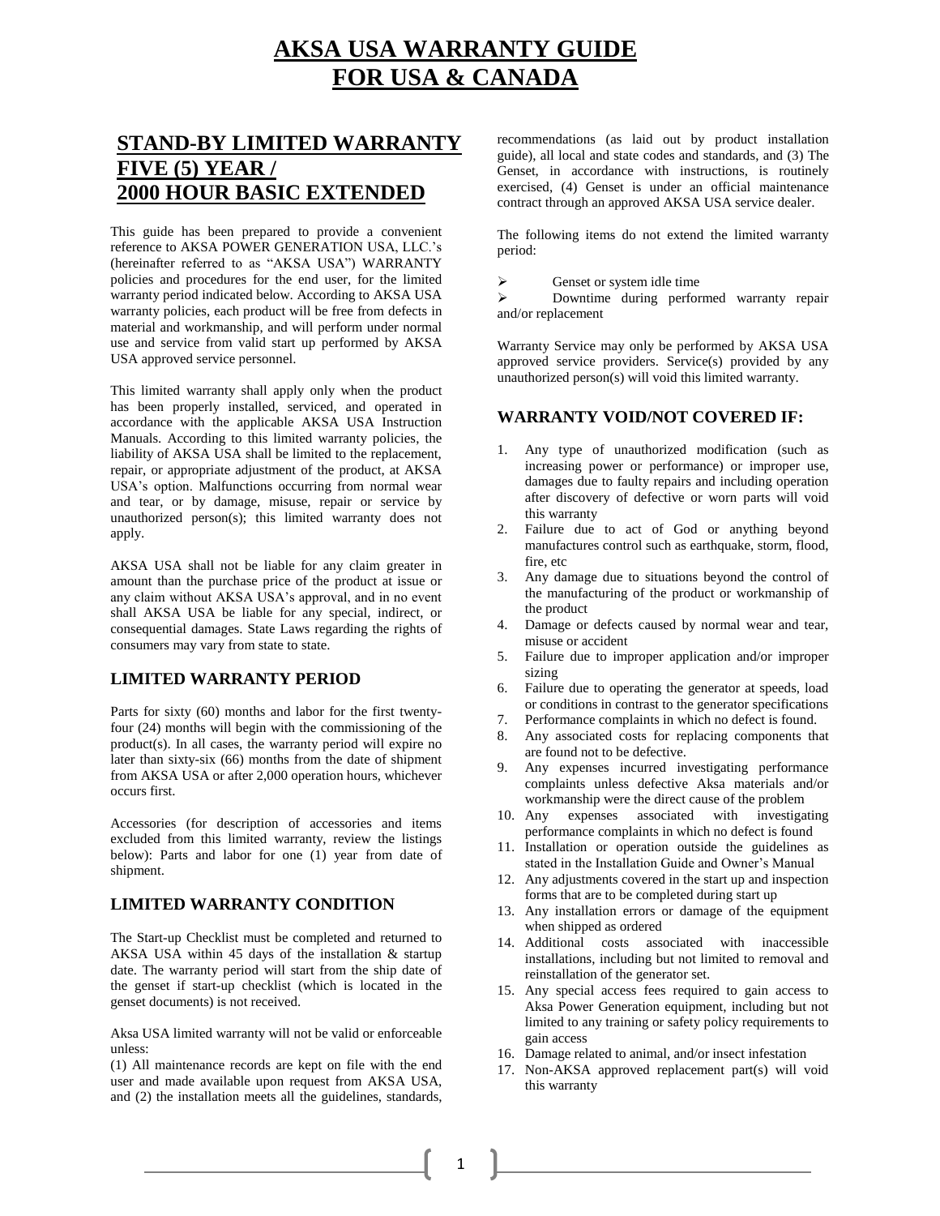# AKSA USA WARRANTY GUIDE FOR USA & CANADA

## STAND-BY LIMITED WARRANTY FIVE (5) YEAR / 2000 HOUR BASIC EXTENDED

This guide has been prepared to provide a convenient reference to AKSA POWER GENERATION USA, LLC.'s (hereinafter referred to as "AKSA USA") WARRANTY policies and procedures for the end user, for the limited warranty period indicated below. According to AKSA USA warranty policies, each product will be free from defects in material and workmanship, and will perform under normal use and service from valid start up performed by AKSA USA approved service personnel.

This limited warranty shall apply only when the product has been properly installed, serviced, and operated in accordance with the applicable AKSA USA Instruction Manuals. According to this limited warranty policies, the liability of AKSA USA shall be limited to the replacement, repair, or appropriate adjustment of the product, at AKSA USA's option. Malfunctions occurring from normal wear and tear, or by damage, misuse, repair or service by unauthorized person(s); this limited warranty does not apply.

AKSA USA shall not be liable for any claim greater in amount than the purchase price of the product at issue or any claim without AKSA USA's approval, and in no event shall AKSA USA be liable for any special, indirect, or consequential damages. State Laws regarding the rights of consumers may vary from state to state.

### LIMITED WARRANTY PERIOD

Parts for sixty (60) months and labor for the first twenty-four (24) months will begin with the commissioning of the product(s). In all cases, the warranty period will expire no later than sixty-six (66) months from the date of shipment from AKSA USA or after 2,000 operation hours, whichever occurs first.

Accessories (for description of accessories and items excluded from this limited warranty, review the listings below): Parts and labor for one (1) year from date of shipment.

### LIMITED WARRANTY CONDITION

The Start-up Checklist must be completed and returned to AKSA USA within 45 days of the installation & startup date. The warranty period will start from the ship date of the genset if start-up checklist (which is located in the genset documents) is not received.

Aksa USA limited warranty will not be valid or enforceable unless:
(1) All maintenance records are kept on file with the end user and made available upon request from AKSA USA, and (2) the installation meets all the guidelines, standards, recommendations (as laid out by product installation guide), all local and state codes and standards, and (3) The Genset, in accordance with instructions, is routinely exercised, (4) Genset is under an official maintenance contract through an approved AKSA USA service dealer.

The following items do not extend the limited warranty period:

- Genset or system idle time
- Downtime during performed warranty repair and/or replacement

Warranty Service may only be performed by AKSA USA approved service providers. Service(s) provided by any unauthorized person(s) will void this limited warranty.

### WARRANTY VOID/NOT COVERED IF:

1. Any type of unauthorized modification (such as increasing power or performance) or improper use, damages due to faulty repairs and including operation after discovery of defective or worn parts will void this warranty
2. Failure due to act of God or anything beyond manufactures control such as earthquake, storm, flood, fire, etc
3. Any damage due to situations beyond the control of the manufacturing of the product or workmanship of the product
4. Damage or defects caused by normal wear and tear, misuse or accident
5. Failure due to improper application and/or improper sizing
6. Failure due to operating the generator at speeds, load or conditions in contrast to the generator specifications
7. Performance complaints in which no defect is found.
8. Any associated costs for replacing components that are found not to be defective.
9. Any expenses incurred investigating performance complaints unless defective Aksa materials and/or workmanship were the direct cause of the problem
10. Any expenses associated with investigating performance complaints in which no defect is found
11. Installation or operation outside the guidelines as stated in the Installation Guide and Owner's Manual
12. Any adjustments covered in the start up and inspection forms that are to be completed during start up
13. Any installation errors or damage of the equipment when shipped as ordered
14. Additional costs associated with inaccessible installations, including but not limited to removal and reinstallation of the generator set.
15. Any special access fees required to gain access to Aksa Power Generation equipment, including but not limited to any training or safety policy requirements to gain access
16. Damage related to animal, and/or insect infestation
17. Non-AKSA approved replacement part(s) will void this warranty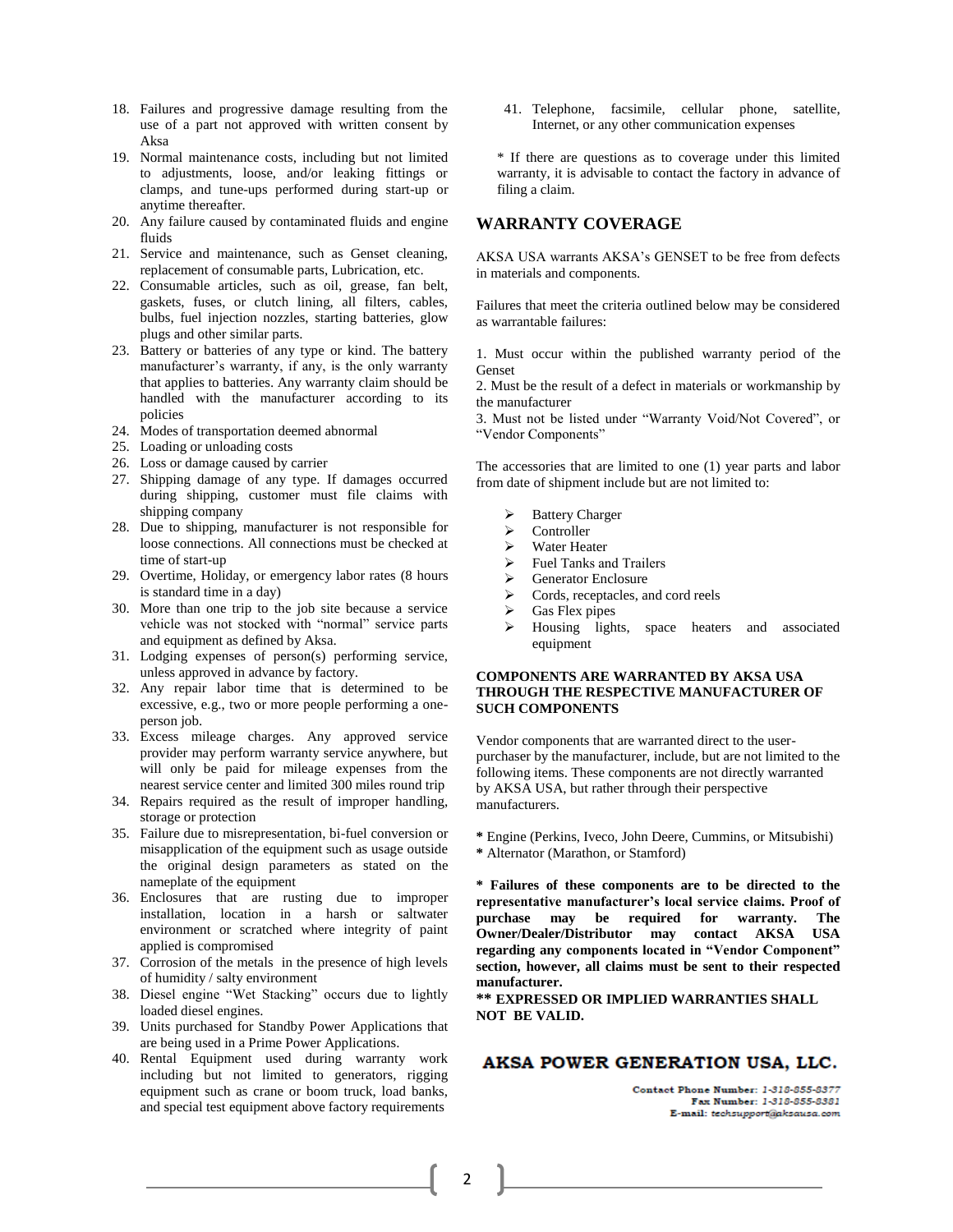18. Failures and progressive damage resulting from the use of a part not approved with written consent by Aksa
19. Normal maintenance costs, including but not limited to adjustments, loose, and/or leaking fittings or clamps, and tune-ups performed during start-up or anytime thereafter.
20. Any failure caused by contaminated fluids and engine fluids
21. Service and maintenance, such as Genset cleaning, replacement of consumable parts, Lubrication, etc.
22. Consumable articles, such as oil, grease, fan belt, gaskets, fuses, or clutch lining, all filters, cables, bulbs, fuel injection nozzles, starting batteries, glow plugs and other similar parts.
23. Battery or batteries of any type or kind. The battery manufacturer's warranty, if any, is the only warranty that applies to batteries. Any warranty claim should be handled with the manufacturer according to its policies
24. Modes of transportation deemed abnormal
25. Loading or unloading costs
26. Loss or damage caused by carrier
27. Shipping damage of any type. If damages occurred during shipping, customer must file claims with shipping company
28. Due to shipping, manufacturer is not responsible for loose connections. All connections must be checked at time of start-up
29. Overtime, Holiday, or emergency labor rates (8 hours is standard time in a day)
30. More than one trip to the job site because a service vehicle was not stocked with "normal" service parts and equipment as defined by Aksa.
31. Lodging expenses of person(s) performing service, unless approved in advance by factory.
32. Any repair labor time that is determined to be excessive, e.g., two or more people performing a one-person job.
33. Excess mileage charges. Any approved service provider may perform warranty service anywhere, but will only be paid for mileage expenses from the nearest service center and limited 300 miles round trip
34. Repairs required as the result of improper handling, storage or protection
35. Failure due to misrepresentation, bi-fuel conversion or misapplication of the equipment such as usage outside the original design parameters as stated on the nameplate of the equipment
36. Enclosures that are rusting due to improper installation, location in a harsh or saltwater environment or scratched where integrity of paint applied is compromised
37. Corrosion of the metals in the presence of high levels of humidity / salty environment
38. Diesel engine "Wet Stacking" occurs due to lightly loaded diesel engines.
39. Units purchased for Standby Power Applications that are being used in a Prime Power Applications.
40. Rental Equipment used during warranty work including but not limited to generators, rigging equipment such as crane or boom truck, load banks, and special test equipment above factory requirements
41. Telephone, facsimile, cellular phone, satellite, Internet, or any other communication expenses

* If there are questions as to coverage under this limited warranty, it is advisable to contact the factory in advance of filing a claim.

## WARRANTY COVERAGE

AKSA USA warrants AKSA's GENSET to be free from defects in materials and components.

Failures that meet the criteria outlined below may be considered as warrantable failures:

1. Must occur within the published warranty period of the Genset
2. Must be the result of a defect in materials or workmanship by the manufacturer
3. Must not be listed under "Warranty Void/Not Covered", or "Vendor Components"

The accessories that are limited to one (1) year parts and labor from date of shipment include but are not limited to:

- Battery Charger
- Controller
- Water Heater
- Fuel Tanks and Trailers
- Generator Enclosure
- Cords, receptacles, and cord reels
- Gas Flex pipes
- Housing lights, space heaters and associated equipment

**COMPONENTS ARE WARRANTED BY AKSA USA THROUGH THE RESPECTIVE MANUFACTURER OF SUCH COMPONENTS**

Vendor components that are warranted direct to the user-purchaser by the manufacturer, include, but are not limited to the following items. These components are not directly warranted by AKSA USA, but rather through their perspective manufacturers.

**\*** Engine (Perkins, Iveco, John Deere, Cummins, or Mitsubishi)
**\*** Alternator (Marathon, or Stamford)

**\* Failures of these components are to be directed to the representative manufacturer's local service claims. Proof of purchase may be required for warranty. The Owner/Dealer/Distributor may contact AKSA USA regarding any components located in "Vendor Component" section, however, all claims must be sent to their respected manufacturer.**

**\*\* EXPRESSED OR IMPLIED WARRANTIES SHALL NOT BE VALID.**

**AKSA POWER GENERATION USA, LLC.**

**Contact Phone Number:** *1-318-855-8377*
**Fax Number:** *1-318-855-8381*
**E-mail:** *techsupport@aksausa.com*